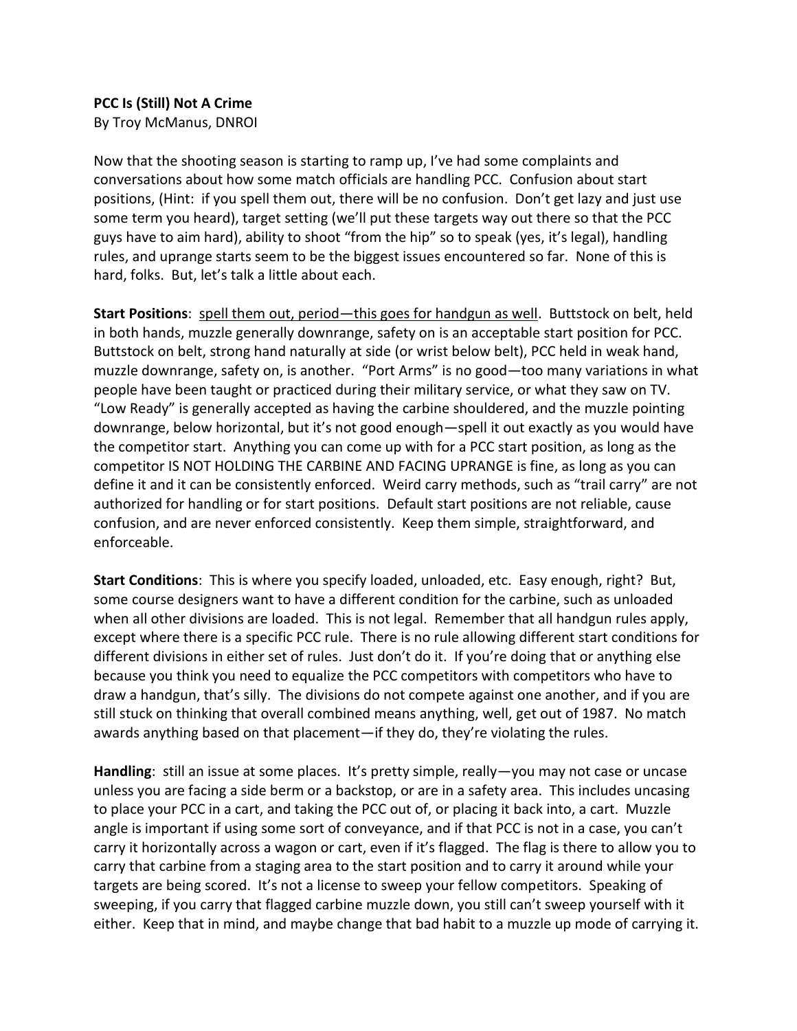**PCC Is (Still) Not A Crime**

By Troy McManus, DNROI

Now that the shooting season is starting to ramp up, I've had some complaints and conversations about how some match officials are handling PCC. Confusion about start positions, (Hint: if you spell them out, there will be no confusion. Don't get lazy and just use some term you heard), target setting (we'll put these targets way out there so that the PCC guys have to aim hard), ability to shoot "from the hip" so to speak (yes, it's legal), handling rules, and uprange starts seem to be the biggest issues encountered so far. None of this is hard, folks. But, let's talk a little about each.

**Start Positions**: <u>spell them out, period—this goes for handgun as well</u>. Buttstock on belt, held in both hands, muzzle generally downrange, safety on is an acceptable start position for PCC. Buttstock on belt, strong hand naturally at side (or wrist below belt), PCC held in weak hand, muzzle downrange, safety on, is another. "Port Arms" is no good—too many variations in what people have been taught or practiced during their military service, or what they saw on TV. "Low Ready" is generally accepted as having the carbine shouldered, and the muzzle pointing downrange, below horizontal, but it's not good enough—spell it out exactly as you would have the competitor start. Anything you can come up with for a PCC start position, as long as the competitor IS NOT HOLDING THE CARBINE AND FACING UPRANGE is fine, as long as you can define it and it can be consistently enforced. Weird carry methods, such as "trail carry" are not authorized for handling or for start positions. Default start positions are not reliable, cause confusion, and are never enforced consistently. Keep them simple, straightforward, and enforceable.

**Start Conditions**: This is where you specify loaded, unloaded, etc. Easy enough, right? But, some course designers want to have a different condition for the carbine, such as unloaded when all other divisions are loaded. This is not legal. Remember that all handgun rules apply, except where there is a specific PCC rule. There is no rule allowing different start conditions for different divisions in either set of rules. Just don't do it. If you're doing that or anything else because you think you need to equalize the PCC competitors with competitors who have to draw a handgun, that's silly. The divisions do not compete against one another, and if you are still stuck on thinking that overall combined means anything, well, get out of 1987. No match awards anything based on that placement—if they do, they're violating the rules.

**Handling**: still an issue at some places. It's pretty simple, really—you may not case or uncase unless you are facing a side berm or a backstop, or are in a safety area. This includes uncasing to place your PCC in a cart, and taking the PCC out of, or placing it back into, a cart. Muzzle angle is important if using some sort of conveyance, and if that PCC is not in a case, you can't carry it horizontally across a wagon or cart, even if it's flagged. The flag is there to allow you to carry that carbine from a staging area to the start position and to carry it around while your targets are being scored. It's not a license to sweep your fellow competitors. Speaking of sweeping, if you carry that flagged carbine muzzle down, you still can't sweep yourself with it either. Keep that in mind, and maybe change that bad habit to a muzzle up mode of carrying it.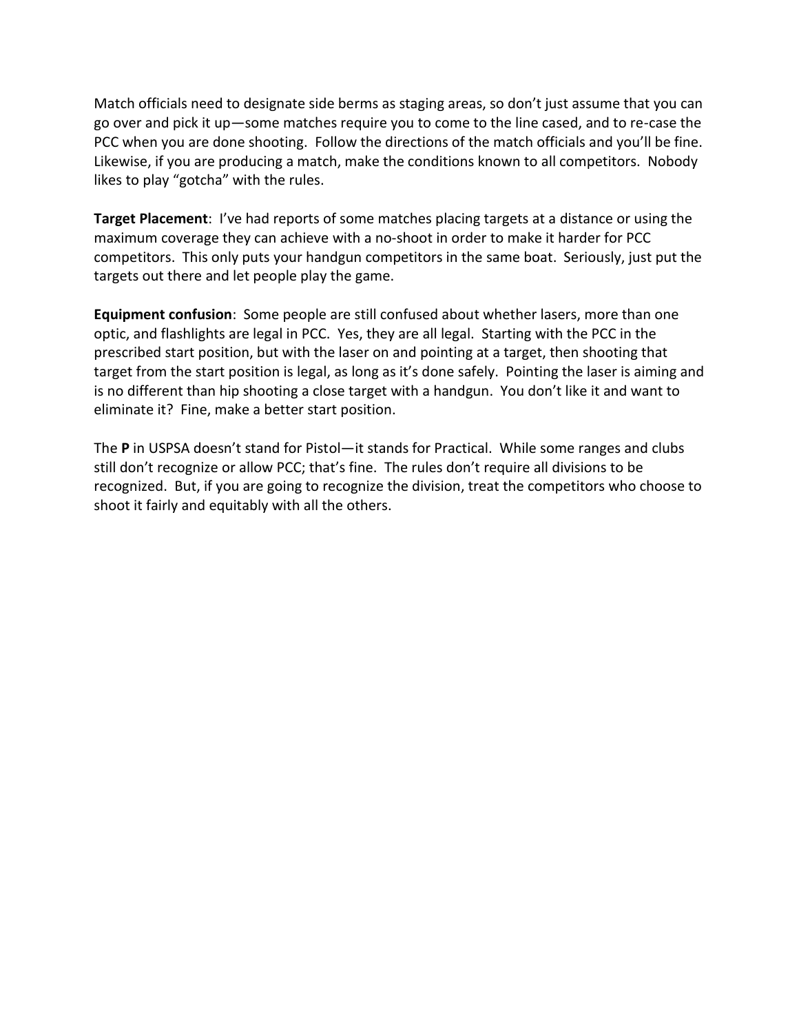Match officials need to designate side berms as staging areas, so don't just assume that you can go over and pick it up—some matches require you to come to the line cased, and to re-case the PCC when you are done shooting. Follow the directions of the match officials and you'll be fine. Likewise, if you are producing a match, make the conditions known to all competitors. Nobody likes to play "gotcha" with the rules.

**Target Placement**: I've had reports of some matches placing targets at a distance or using the maximum coverage they can achieve with a no-shoot in order to make it harder for PCC competitors. This only puts your handgun competitors in the same boat. Seriously, just put the targets out there and let people play the game.

**Equipment confusion**: Some people are still confused about whether lasers, more than one optic, and flashlights are legal in PCC. Yes, they are all legal. Starting with the PCC in the prescribed start position, but with the laser on and pointing at a target, then shooting that target from the start position is legal, as long as it's done safely. Pointing the laser is aiming and is no different than hip shooting a close target with a handgun. You don't like it and want to eliminate it? Fine, make a better start position.

The **P** in USPSA doesn't stand for Pistol—it stands for Practical. While some ranges and clubs still don't recognize or allow PCC; that's fine. The rules don't require all divisions to be recognized. But, if you are going to recognize the division, treat the competitors who choose to shoot it fairly and equitably with all the others.